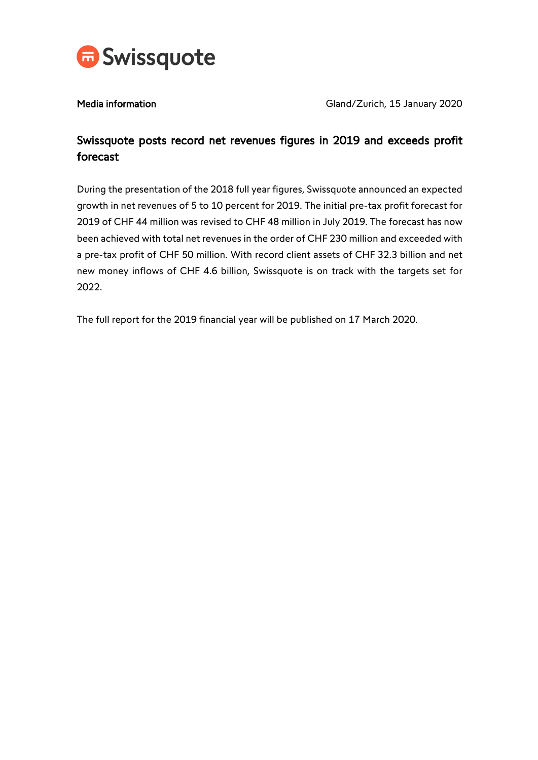Swissquote

**Media information** Gland/Zurich, 15 January 2020

# Swissquote posts record net revenues figures in 2019 and exceeds profit forecast

During the presentation of the 2018 full year figures, Swissquote announced an expected growth in net revenues of 5 to 10 percent for 2019. The initial pre-tax profit forecast for 2019 of CHF 44 million was revised to CHF 48 million in July 2019. The forecast has now been achieved with total net revenues in the order of CHF 230 million and exceeded with a pre-tax profit of CHF 50 million. With record client assets of CHF 32.3 billion and net new money inflows of CHF 4.6 billion, Swissquote is on track with the targets set for 2022.

The full report for the 2019 financial year will be published on 17 March 2020.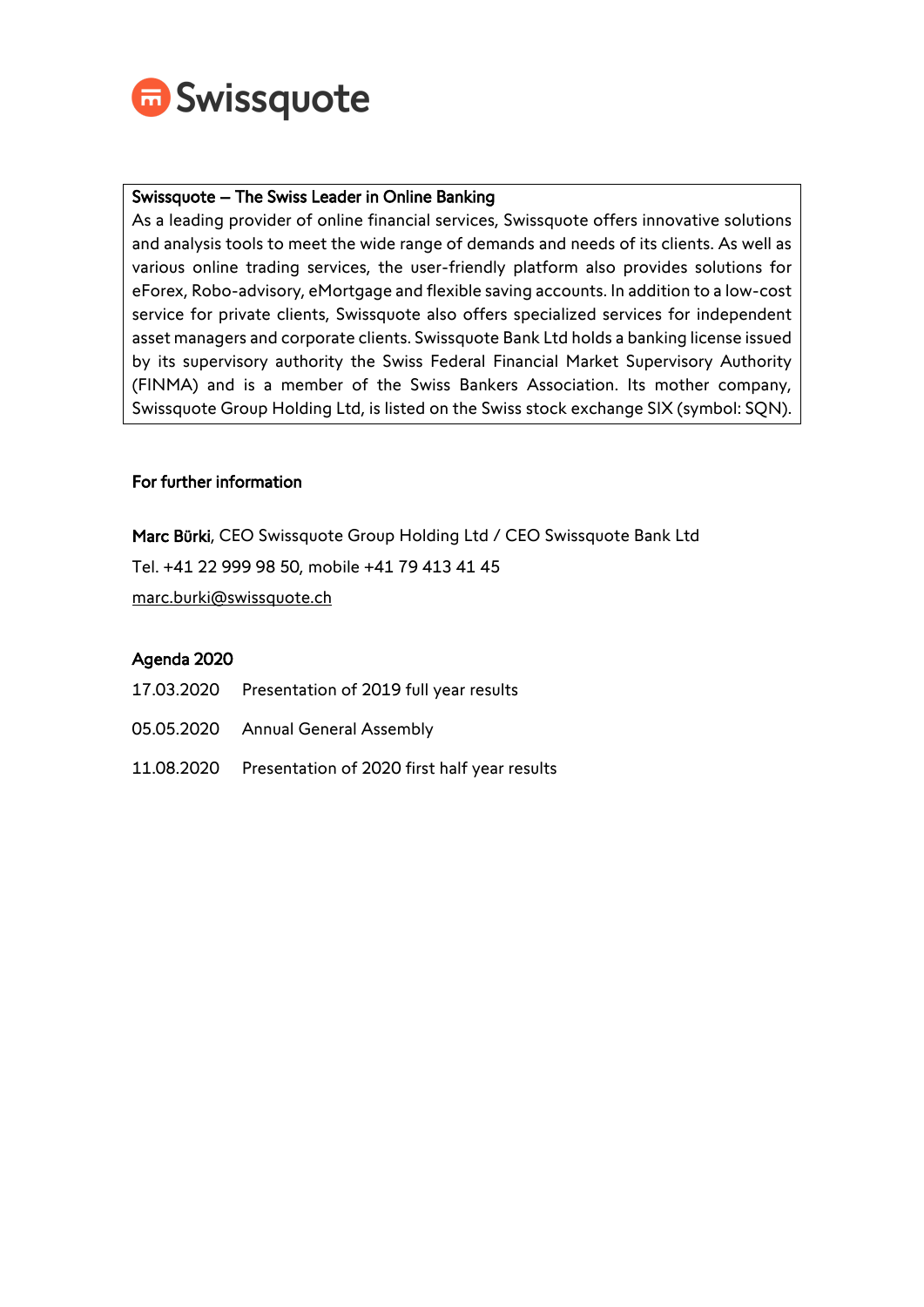Swissquote

**Swissquote – The Swiss Leader in Online Banking**

As a leading provider of online financial services, Swissquote offers innovative solutions and analysis tools to meet the wide range of demands and needs of its clients. As well as various online trading services, the user-friendly platform also provides solutions for eForex, Robo-advisory, eMortgage and flexible saving accounts. In addition to a low-cost service for private clients, Swissquote also offers specialized services for independent asset managers and corporate clients. Swissquote Bank Ltd holds a banking license issued by its supervisory authority the Swiss Federal Financial Market Supervisory Authority (FINMA) and is a member of the Swiss Bankers Association. Its mother company, Swissquote Group Holding Ltd, is listed on the Swiss stock exchange SIX (symbol: SQN).

**For further information**

**Marc Bürki**, CEO Swissquote Group Holding Ltd / CEO Swissquote Bank Ltd
Tel. +41 22 999 98 50, mobile +41 79 413 41 45
marc.burki@swissquote.ch

**Agenda 2020**

| | |
|---|---|
| 17.03.2020 | Presentation of 2019 full year results |
| 05.05.2020 | Annual General Assembly |
| 11.08.2020 | Presentation of 2020 first half year results |